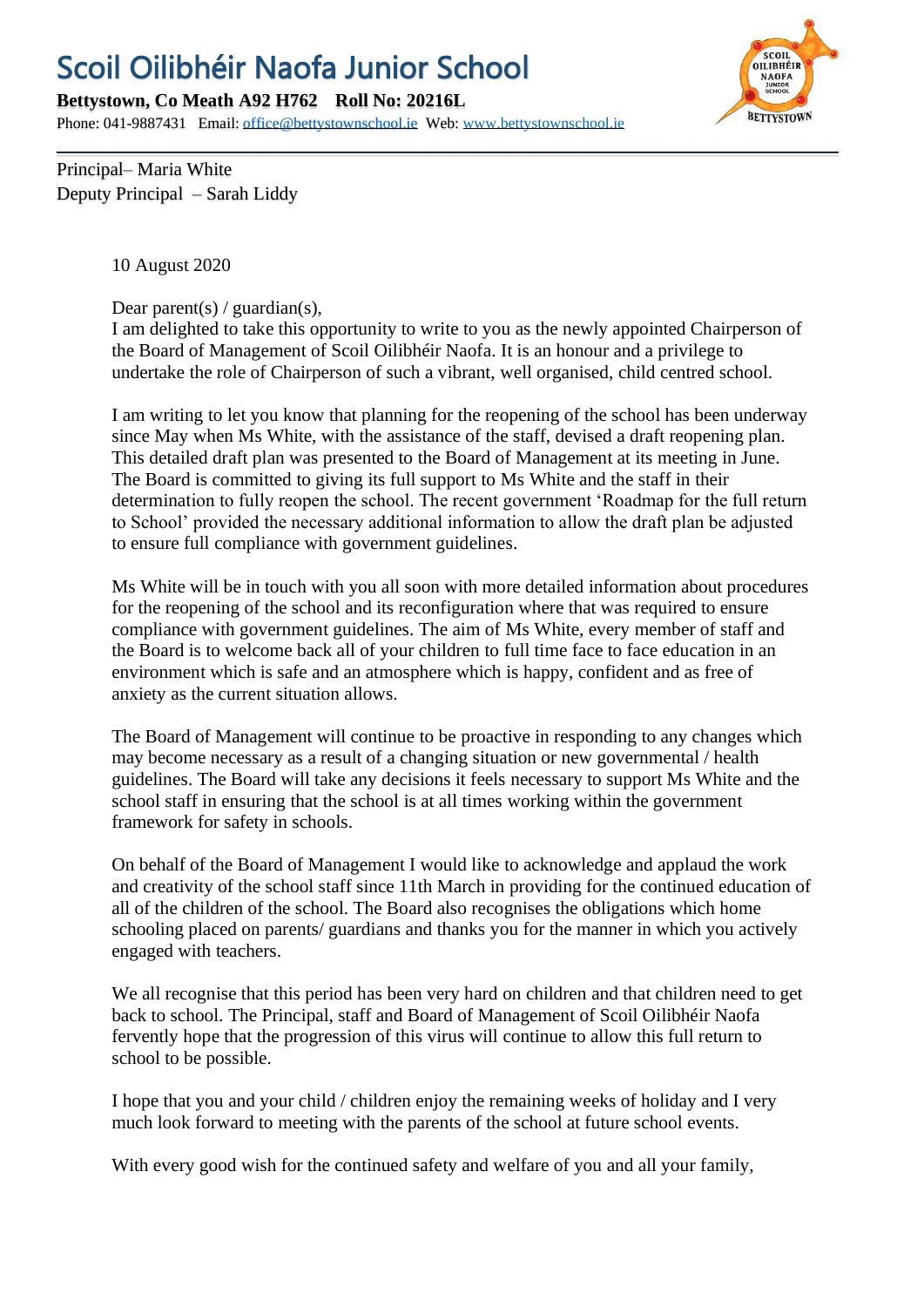# Scoil Oilibhéir Naofa Junior School

**Bettystown, Co Meath A92 H762 Roll No: 20216L**

Phone: 041-9887431 Email: office@bettystownschool.ie Web: www.bettystownschool.ie

Principal– Maria White
Deputy Principal – Sarah Liddy

10 August 2020

Dear parent(s) / guardian(s),
I am delighted to take this opportunity to write to you as the newly appointed Chairperson of the Board of Management of Scoil Oilibhéir Naofa. It is an honour and a privilege to undertake the role of Chairperson of such a vibrant, well organised, child centred school.

I am writing to let you know that planning for the reopening of the school has been underway since May when Ms White, with the assistance of the staff, devised a draft reopening plan. This detailed draft plan was presented to the Board of Management at its meeting in June. The Board is committed to giving its full support to Ms White and the staff in their determination to fully reopen the school. The recent government 'Roadmap for the full return to School' provided the necessary additional information to allow the draft plan be adjusted to ensure full compliance with government guidelines.

Ms White will be in touch with you all soon with more detailed information about procedures for the reopening of the school and its reconfiguration where that was required to ensure compliance with government guidelines. The aim of Ms White, every member of staff and the Board is to welcome back all of your children to full time face to face education in an environment which is safe and an atmosphere which is happy, confident and as free of anxiety as the current situation allows.

The Board of Management will continue to be proactive in responding to any changes which may become necessary as a result of a changing situation or new governmental / health guidelines. The Board will take any decisions it feels necessary to support Ms White and the school staff in ensuring that the school is at all times working within the government framework for safety in schools.

On behalf of the Board of Management I would like to acknowledge and applaud the work and creativity of the school staff since 11th March in providing for the continued education of all of the children of the school. The Board also recognises the obligations which home schooling placed on parents/ guardians and thanks you for the manner in which you actively engaged with teachers.

We all recognise that this period has been very hard on children and that children need to get back to school. The Principal, staff and Board of Management of Scoil Oilibhéir Naofa fervently hope that the progression of this virus will continue to allow this full return to school to be possible.

I hope that you and your child / children enjoy the remaining weeks of holiday and I very much look forward to meeting with the parents of the school at future school events.

With every good wish for the continued safety and welfare of you and all your family,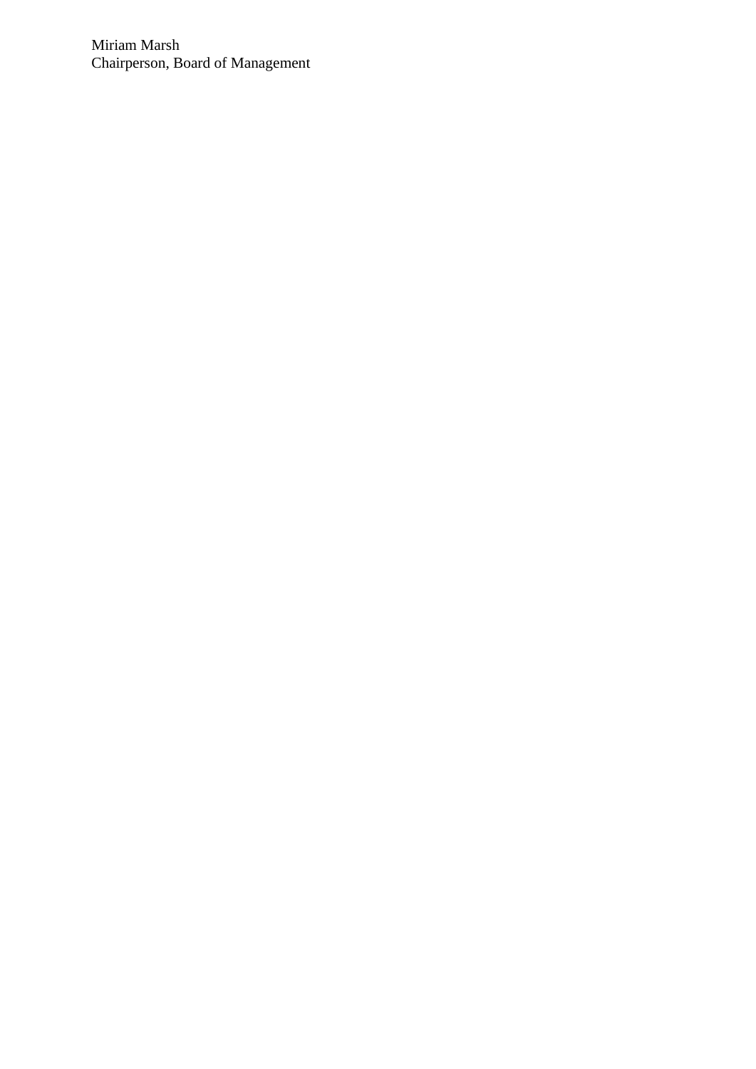Miriam Marsh
Chairperson, Board of Management